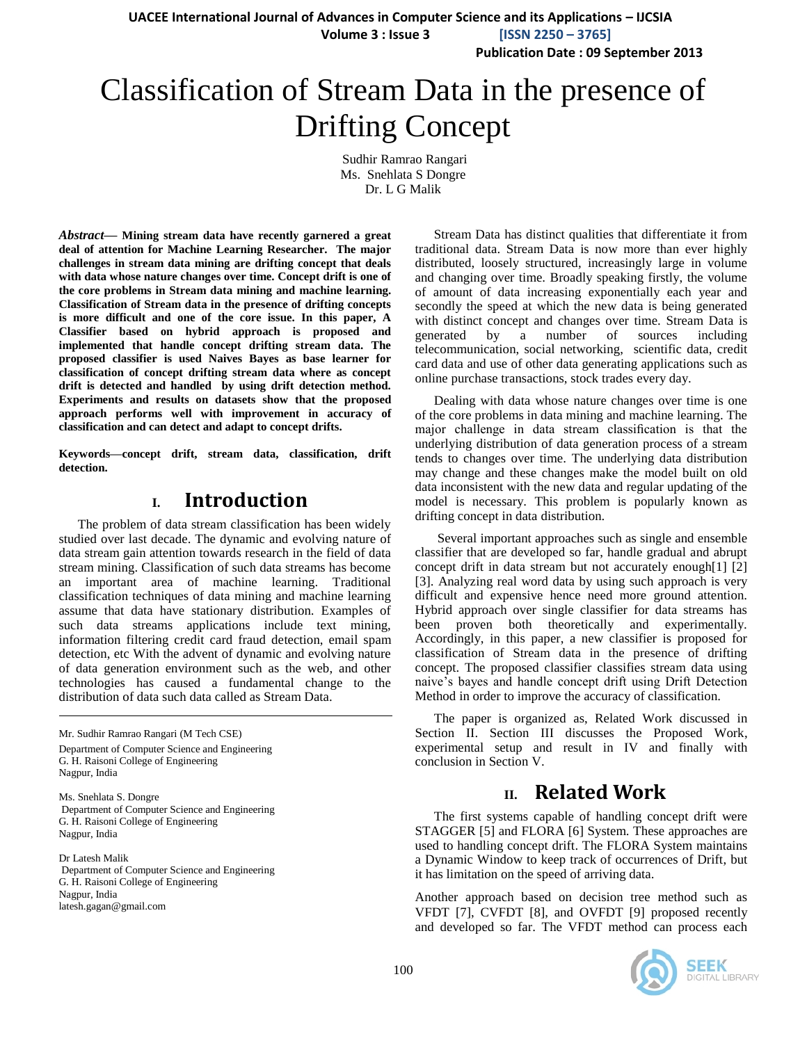# Classification of Stream Data in the presence of Drifting Concept

Sudhir Ramrao Rangari
Ms. Snehlata S Dongre
Dr. L G Malik

***Abstract*— Mining stream data have recently garnered a great deal of attention for Machine Learning Researcher. The major challenges in stream data mining are drifting concept that deals with data whose nature changes over time. Concept drift is one of the core problems in Stream data mining and machine learning. Classification of Stream data in the presence of drifting concepts is more difficult and one of the core issue. In this paper, A Classifier based on hybrid approach is proposed and implemented that handle concept drifting stream data. The proposed classifier is used Naives Bayes as base learner for classification of concept drifting stream data where as concept drift is detected and handled by using drift detection method. Experiments and results on datasets show that the proposed approach performs well with improvement in accuracy of classification and can detect and adapt to concept drifts.**

**Keywords—concept drift, stream data, classification, drift detection.**

## I. Introduction

The problem of data stream classification has been widely studied over last decade. The dynamic and evolving nature of data stream gain attention towards research in the field of data stream mining. Classification of such data streams has become an important area of machine learning. Traditional classification techniques of data mining and machine learning assume that data have stationary distribution. Examples of such data streams applications include text mining, information filtering credit card fraud detection, email spam detection, etc With the advent of dynamic and evolving nature of data generation environment such as the web, and other technologies has caused a fundamental change to the distribution of data such data called as Stream Data.

Mr. Sudhir Ramrao Rangari (M Tech CSE)
Department of Computer Science and Engineering
G. H. Raisoni College of Engineering
Nagpur, India

Ms. Snehlata S. Dongre
Department of Computer Science and Engineering
G. H. Raisoni College of Engineering
Nagpur, India

Dr Latesh Malik
Department of Computer Science and Engineering
G. H. Raisoni College of Engineering
Nagpur, India
latesh.gagan@gmail.com

Stream Data has distinct qualities that differentiate it from traditional data. Stream Data is now more than ever highly distributed, loosely structured, increasingly large in volume and changing over time. Broadly speaking firstly, the volume of amount of data increasing exponentially each year and secondly the speed at which the new data is being generated with distinct concept and changes over time. Stream Data is generated by a number of sources including telecommunication, social networking, scientific data, credit card data and use of other data generating applications such as online purchase transactions, stock trades every day.

Dealing with data whose nature changes over time is one of the core problems in data mining and machine learning. The major challenge in data stream classification is that the underlying distribution of data generation process of a stream tends to changes over time. The underlying data distribution may change and these changes make the model built on old data inconsistent with the new data and regular updating of the model is necessary. This problem is popularly known as drifting concept in data distribution.

Several important approaches such as single and ensemble classifier that are developed so far, handle gradual and abrupt concept drift in data stream but not accurately enough[1] [2] [3]. Analyzing real word data by using such approach is very difficult and expensive hence need more ground attention. Hybrid approach over single classifier for data streams has been proven both theoretically and experimentally. Accordingly, in this paper, a new classifier is proposed for classification of Stream data in the presence of drifting concept. The proposed classifier classifies stream data using naive's bayes and handle concept drift using Drift Detection Method in order to improve the accuracy of classification.

The paper is organized as, Related Work discussed in Section II. Section III discusses the Proposed Work, experimental setup and result in IV and finally with conclusion in Section V.

## II. Related Work

The first systems capable of handling concept drift were STAGGER [5] and FLORA [6] System. These approaches are used to handling concept drift. The FLORA System maintains a Dynamic Window to keep track of occurrences of Drift, but it has limitation on the speed of arriving data.

Another approach based on decision tree method such as VFDT [7], CVFDT [8], and OVFDT [9] proposed recently and developed so far. The VFDT method can process each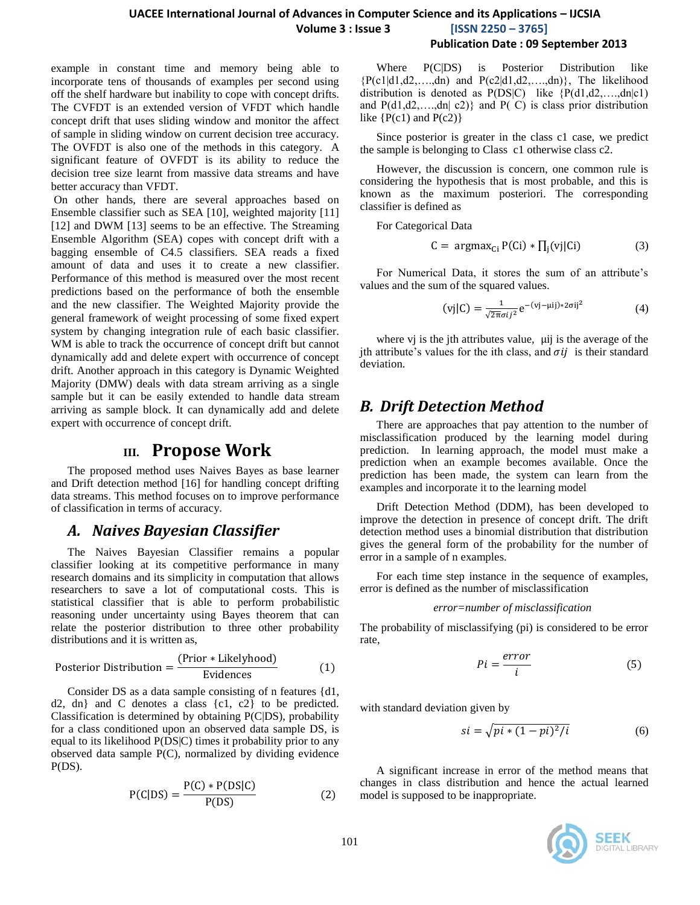example in constant time and memory being able to incorporate tens of thousands of examples per second using off the shelf hardware but inability to cope with concept drifts. The CVFDT is an extended version of VFDT which handle concept drift that uses sliding window and monitor the affect of sample in sliding window on current decision tree accuracy. The OVFDT is also one of the methods in this category. A significant feature of OVFDT is its ability to reduce the decision tree size learnt from massive data streams and have better accuracy than VFDT.

On other hands, there are several approaches based on Ensemble classifier such as SEA [10], weighted majority [11] [12] and DWM [13] seems to be an effective. The Streaming Ensemble Algorithm (SEA) copes with concept drift with a bagging ensemble of C4.5 classifiers. SEA reads a fixed amount of data and uses it to create a new classifier. Performance of this method is measured over the most recent predictions based on the performance of both the ensemble and the new classifier. The Weighted Majority provide the general framework of weight processing of some fixed expert system by changing integration rule of each basic classifier. WM is able to track the occurrence of concept drift but cannot dynamically add and delete expert with occurrence of concept drift. Another approach in this category is Dynamic Weighted Majority (DMW) deals with data stream arriving as a single sample but it can be easily extended to handle data stream arriving as sample block. It can dynamically add and delete expert with occurrence of concept drift.

# III. Propose Work

The proposed method uses Naives Bayes as base learner and Drift detection method [16] for handling concept drifting data streams. This method focuses on to improve performance of classification in terms of accuracy.

## A. Naives Bayesian Classifier

The Naives Bayesian Classifier remains a popular classifier looking at its competitive performance in many research domains and its simplicity in computation that allows researchers to save a lot of computational costs. This is statistical classifier that is able to perform probabilistic reasoning under uncertainty using Bayes theorem that can relate the posterior distribution to three other probability distributions and it is written as,

$$\text{Posterior Distribution} = \frac{(\text{Prior} * \text{Likelyhood})}{\text{Evidences}} \qquad (1)$$

Consider DS as a data sample consisting of n features {d1, d2, dn} and C denotes a class {c1, c2} to be predicted. Classification is determined by obtaining P(C|DS), probability for a class conditioned upon an observed data sample DS, is equal to its likelihood P(DS|C) times it probability prior to any observed data sample P(C), normalized by dividing evidence P(DS).

$$\text{P(C|DS)} = \frac{\text{P(C)} * \text{P(DS|C)}}{\text{P(DS)}} \qquad (2)$$

Where P(C|DS) is Posterior Distribution like {P(c1|d1,d2,….,dn) and P(c2|d1,d2,….,dn)}, The likelihood distribution is denoted as P(DS|C) like {P(d1,d2,….,dn|c1) and P(d1,d2,….,dn| c2)} and P( C) is class prior distribution like {P(c1) and P(c2)}

Since posterior is greater in the class c1 case, we predict the sample is belonging to Class c1 otherwise class c2.

However, the discussion is concern, one common rule is considering the hypothesis that is most probable, and this is known as the maximum posteriori. The corresponding classifier is defined as

For Categorical Data

$$\text{C} = \text{argmax}_{\text{Ci}} \, \text{P(Ci)} * \prod_{\text{j}} \text{(vj|Ci)} \qquad (3)$$

For Numerical Data, it stores the sum of an attribute's values and the sum of the squared values.

$$\text{(vj|C)} = \frac{1}{\sqrt{2\pi\sigma ij^2}} e^{-(\text{vj}-\mu\text{ij})*2\sigma\text{ij}^2} \qquad (4)$$

where vj is the jth attributes value, μij is the average of the jth attribute's values for the ith class, and $\sigma ij$ is their standard deviation.

## B. Drift Detection Method

There are approaches that pay attention to the number of misclassification produced by the learning model during prediction. In learning approach, the model must make a prediction when an example becomes available. Once the prediction has been made, the system can learn from the examples and incorporate it to the learning model

Drift Detection Method (DDM), has been developed to improve the detection in presence of concept drift. The drift detection method uses a binomial distribution that distribution gives the general form of the probability for the number of error in a sample of n examples.

For each time step instance in the sequence of examples, error is defined as the number of misclassification

*error=number of misclassification*

The probability of misclassifying (pi) is considered to be error rate,

$$Pi = \frac{error}{i} \qquad (5)$$

with standard deviation given by

$$si = \sqrt{pi * (1 - pi)^2 / i} \qquad (6)$$

A significant increase in error of the method means that changes in class distribution and hence the actual learned model is supposed to be inappropriate.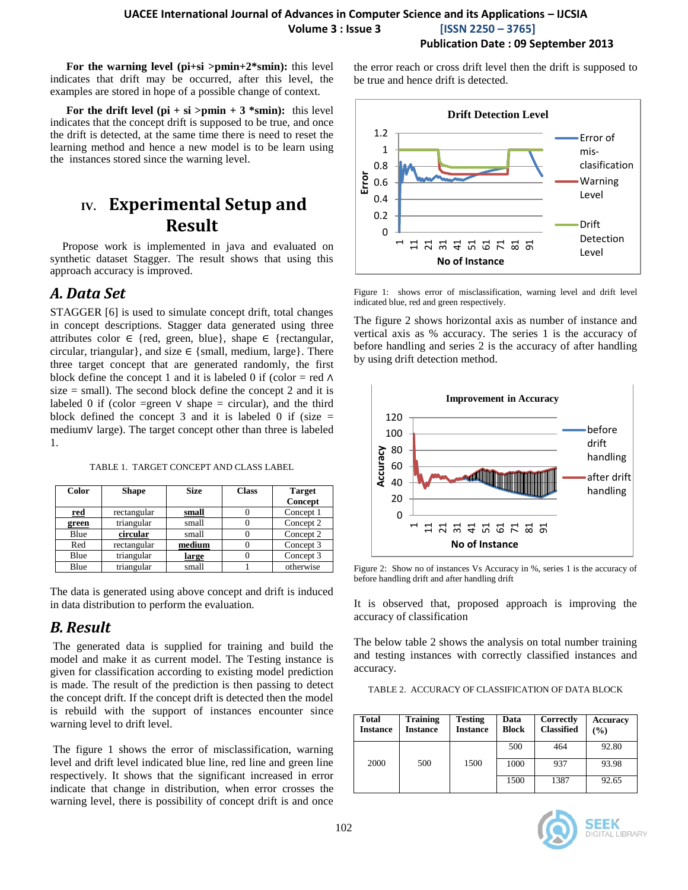**For the warning level (pi+si >pmin+2*smin):** this level indicates that drift may be occurred, after this level, the examples are stored in hope of a possible change of context.

**For the drift level (pi + si >pmin + 3 *smin):** this level indicates that the concept drift is supposed to be true, and once the drift is detected, at the same time there is need to reset the learning method and hence a new model is to be learn using the instances stored since the warning level.

# IV. Experimental Setup and Result

Propose work is implemented in java and evaluated on synthetic dataset Stagger. The result shows that using this approach accuracy is improved.

## A. Data Set

STAGGER [6] is used to simulate concept drift, total changes in concept descriptions. Stagger data generated using three attributes color ∈ {red, green, blue}, shape ∈ {rectangular, circular, triangular}, and size ∈ {small, medium, large}. There three target concept that are generated randomly, the first block define the concept 1 and it is labeled 0 if (color = red ∧ size = small). The second block define the concept 2 and it is labeled 0 if (color =green ∨ shape = circular), and the third block defined the concept 3 and it is labeled 0 if (size = medium∨ large). The target concept other than three is labeled 1.

TABLE 1. TARGET CONCEPT AND CLASS LABEL

| Color | Shape | Size | Class | Target Concept |
|---|---|---|---|---|
| **red** | rectangular | **small** | 0 | Concept 1 |
| **green** | triangular | small | 0 | Concept 2 |
| Blue | **circular** | small | 0 | Concept 2 |
| Red | rectangular | **medium** | 0 | Concept 3 |
| Blue | triangular | **large** | 0 | Concept 3 |
| Blue | triangular | small | 1 | otherwise |

The data is generated using above concept and drift is induced in data distribution to perform the evaluation.

## B. Result

The generated data is supplied for training and build the model and make it as current model. The Testing instance is given for classification according to existing model prediction is made. The result of the prediction is then passing to detect the concept drift. If the concept drift is detected then the model is rebuild with the support of instances encounter since warning level to drift level.

The figure 1 shows the error of misclassification, warning level and drift level indicated blue line, red line and green line respectively. It shows that the significant increased in error indicate that change in distribution, when error crosses the warning level, there is possibility of concept drift is and once the error reach or cross drift level then the drift is supposed to be true and hence drift is detected.

Figure 1: shows error of misclassification, warning level and drift level indicated blue, red and green respectively.

The figure 2 shows horizontal axis as number of instance and vertical axis as % accuracy. The series 1 is the accuracy of before handling and series 2 is the accuracy of after handling by using drift detection method.

Figure 2: Show no of instances Vs Accuracy in %, series 1 is the accuracy of before handling drift and after handling drift

It is observed that, proposed approach is improving the accuracy of classification

The below table 2 shows the analysis on total number training and testing instances with correctly classified instances and accuracy.

TABLE 2. ACCURACY OF CLASSIFICATION OF DATA BLOCK

| Total Instance | Training Instance | Testing Instance | Data Block | Correctly Classified | Accuracy (%) |
|---|---|---|---|---|---|
| 2000 | 500 | 1500 | 500 | 464 | 92.80 |
| | | | 1000 | 937 | 93.98 |
| | | | 1500 | 1387 | 92.65 |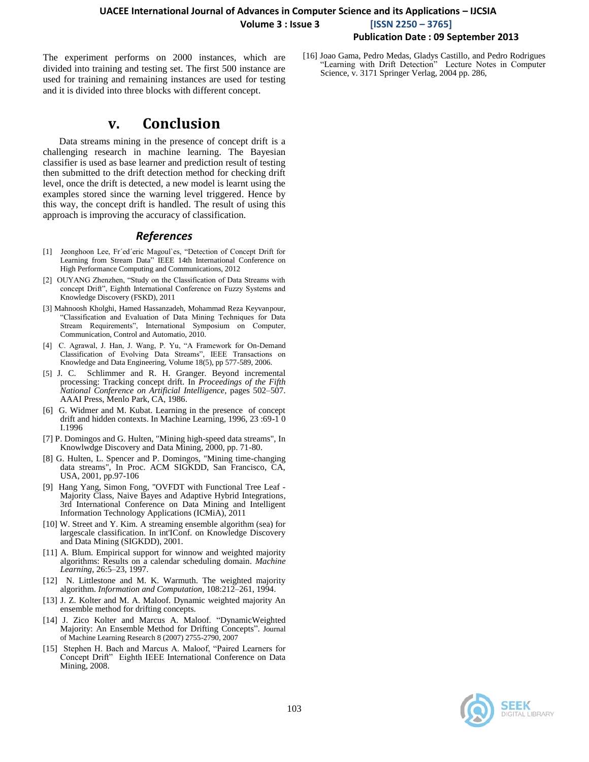The experiment performs on 2000 instances, which are divided into training and testing set. The first 500 instance are used for training and remaining instances are used for testing and it is divided into three blocks with different concept.

# V. Conclusion

Data streams mining in the presence of concept drift is a challenging research in machine learning. The Bayesian classifier is used as base learner and prediction result of testing then submitted to the drift detection method for checking drift level, once the drift is detected, a new model is learnt using the examples stored since the warning level triggered. Hence by this way, the concept drift is handled. The result of using this approach is improving the accuracy of classification.

## *References*

[1] Jeonghoon Lee, Fr´ed´eric Magoul`es, "Detection of Concept Drift for Learning from Stream Data" IEEE 14th International Conference on High Performance Computing and Communications, 2012

[2] OUYANG Zhenzhen, "Study on the Classification of Data Streams with concept Drift", Eighth International Conference on Fuzzy Systems and Knowledge Discovery (FSKD), 2011

[3] Mahnoosh Kholghi, Hamed Hassanzadeh, Mohammad Reza Keyvanpour, "Classification and Evaluation of Data Mining Techniques for Data Stream Requirements", International Symposium on Computer, Communication, Control and Automatio, 2010.

[4] C. Agrawal, J. Han, J. Wang, P. Yu, "A Framework for On-Demand Classification of Evolving Data Streams", IEEE Transactions on Knowledge and Data Engineering, Volume 18(5), pp 577-589, 2006.

[5] J. C. Schlimmer and R. H. Granger. Beyond incremental processing: Tracking concept drift. In *Proceedings of the Fifth National Conference on Artificial Intelligence*, pages 502–507. AAAI Press, Menlo Park, CA, 1986.

[6] G. Widmer and M. Kubat. Learning in the presence of concept drift and hidden contexts. In Machine Learning, 1996, 23 :69-1 0 I.1996

[7] P. Domingos and G. Hulten, "Mining high-speed data streams", In Knowlwdge Discovery and Data Mining, 2000, pp. 71-80.

[8] G. Hulten, L. Spencer and P. Domingos, "Mining time-changing data streams", In Proc. ACM SIGKDD, San Francisco, CA, USA, 2001, pp.97-106

[9] Hang Yang, Simon Fong, "OVFDT with Functional Tree Leaf - Majority Class, Naive Bayes and Adaptive Hybrid Integrations, 3rd International Conference on Data Mining and Intelligent Information Technology Applications (ICMiA), 2011

[10] W. Street and Y. Kim. A streaming ensemble algorithm (sea) for largescale classification. In int'IConf. on Knowledge Discovery and Data Mining (SIGKDD), 2001.

[11] A. Blum. Empirical support for winnow and weighted majority algorithms: Results on a calendar scheduling domain. *Machine Learning*, 26:5–23, 1997.

[12] N. Littlestone and M. K. Warmuth. The weighted majority algorithm. *Information and Computation*, 108:212–261, 1994.

[13] J. Z. Kolter and M. A. Maloof. Dynamic weighted majority An ensemble method for drifting concepts.

[14] J. Zico Kolter and Marcus A. Maloof. "DynamicWeighted Majority: An Ensemble Method for Drifting Concepts". Journal of Machine Learning Research 8 (2007) 2755-2790, 2007

[15] Stephen H. Bach and Marcus A. Maloof, "Paired Learners for Concept Drift" Eighth IEEE International Conference on Data Mining, 2008.

[16] Joao Gama, Pedro Medas, Gladys Castillo, and Pedro Rodrigues "Learning with Drift Detection" Lecture Notes in Computer Science, v. 3171 Springer Verlag, 2004 pp. 286,